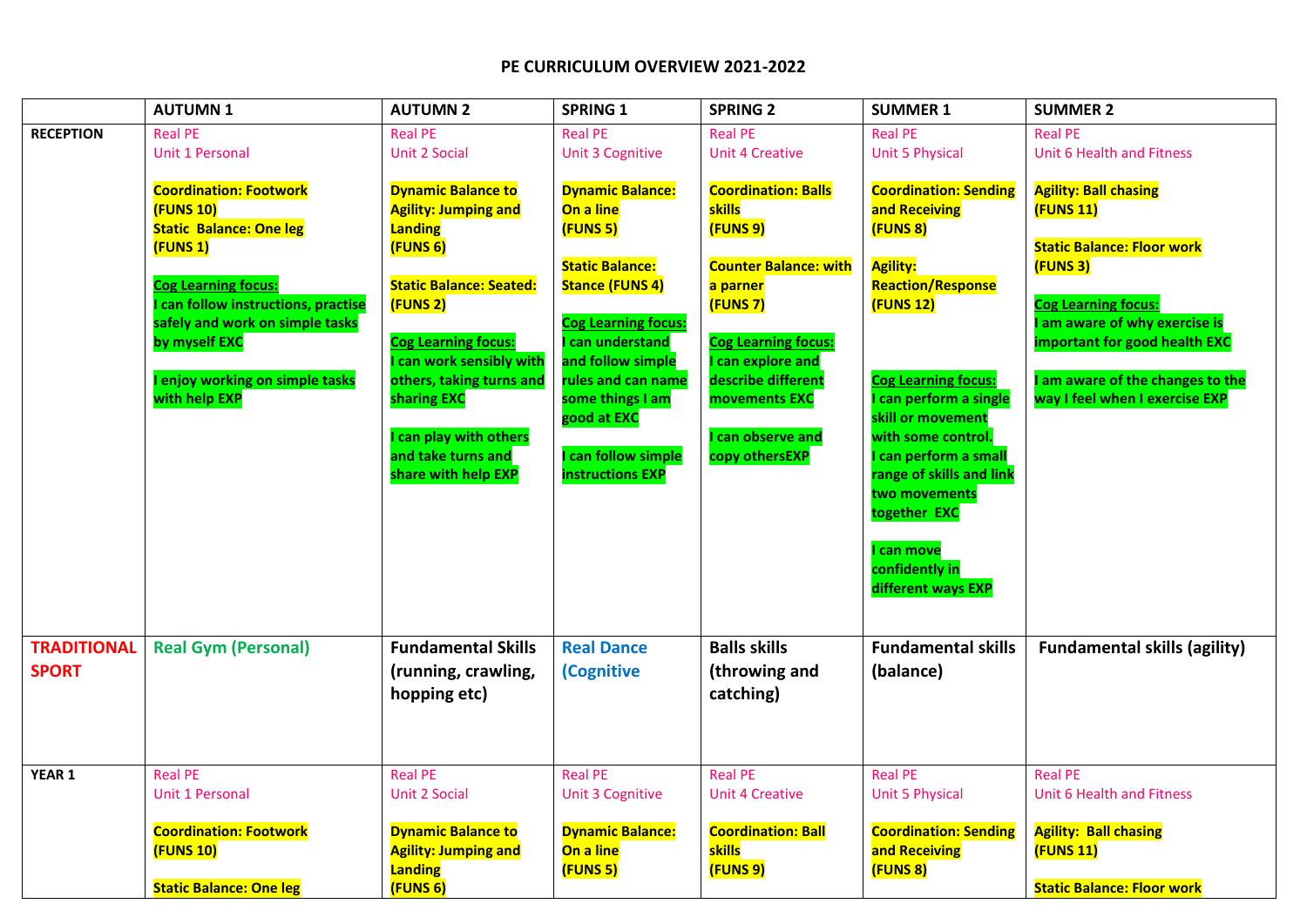# PE CURRICULUM OVERVIEW 2021-2022

| | AUTUMN 1 | AUTUMN 2 | SPRING 1 | SPRING 2 | SUMMER 1 | SUMMER 2 |
|---|---|---|---|---|---|---|
| **RECEPTION** | Real PE<br>Unit 1 Personal<br><br>**Coordination: Footwork (FUNS 10)**<br>**Static Balance: One leg (FUNS 1)**<br><br>**Cog Learning focus:**<br>**I can follow instructions, practise safely and work on simple tasks by myself EXC**<br><br>**I enjoy working on simple tasks with help EXP** | Real PE<br>Unit 2 Social<br><br>**Dynamic Balance to Agility: Jumping and Landing (FUNS 6)**<br><br>**Static Balance: Seated: (FUNS 2)**<br><br>**Cog Learning focus:**<br>**I can work sensibly with others, taking turns and sharing EXC**<br><br>**I can play with others and take turns and share with help EXP** | Real PE<br>Unit 3 Cognitive<br><br>**Dynamic Balance: On a line (FUNS 5)**<br><br>**Static Balance: Stance (FUNS 4)**<br><br>**Cog Learning focus:**<br>**I can understand and follow simple rules and can name some things I am good at EXC**<br><br>**I can follow simple instructions EXP** | Real PE<br>Unit 4 Creative<br><br>**Coordination: Balls skills (FUNS 9)**<br><br>**Counter Balance: with a parner (FUNS 7)**<br><br>**Cog Learning focus:**<br>**I can explore and describe different movements EXC**<br><br>**I can observe and copy othersEXP** | Real PE<br>Unit 5 Physical<br><br>**Coordination: Sending and Receiving (FUNS 8)**<br><br>**Agility: Reaction/Response (FUNS 12)**<br><br>**Cog Learning focus:**<br>**I can perform a single skill or movement with some control.**<br>**I can perform a small range of skills and link two movements together EXC**<br><br>**I can move confidently in different ways EXP** | Real PE<br>Unit 6 Health and Fitness<br><br>**Agility: Ball chasing (FUNS 11)**<br><br>**Static Balance: Floor work (FUNS 3)**<br><br>**Cog Learning focus:**<br>**I am aware of why exercise is important for good health EXC**<br><br>**I am aware of the changes to the way I feel when I exercise EXP** |
| **TRADITIONAL SPORT** | Real Gym (Personal) | Fundamental Skills (running, crawling, hopping etc) | Real Dance (Cognitive | Balls skills (throwing and catching) | Fundamental skills (balance) | Fundamental skills (agility) |
| **YEAR 1** | Real PE<br>Unit 1 Personal<br><br>**Coordination: Footwork (FUNS 10)**<br><br>**Static Balance: One leg** | Real PE<br>Unit 2 Social<br><br>**Dynamic Balance to Agility: Jumping and Landing (FUNS 6)** | Real PE<br>Unit 3 Cognitive<br><br>**Dynamic Balance: On a line (FUNS 5)** | Real PE<br>Unit 4 Creative<br><br>**Coordination: Ball skills (FUNS 9)** | Real PE<br>Unit 5 Physical<br><br>**Coordination: Sending and Receiving (FUNS 8)** | Real PE<br>Unit 6 Health and Fitness<br><br>**Agility: Ball chasing (FUNS 11)**<br><br>**Static Balance: Floor work** |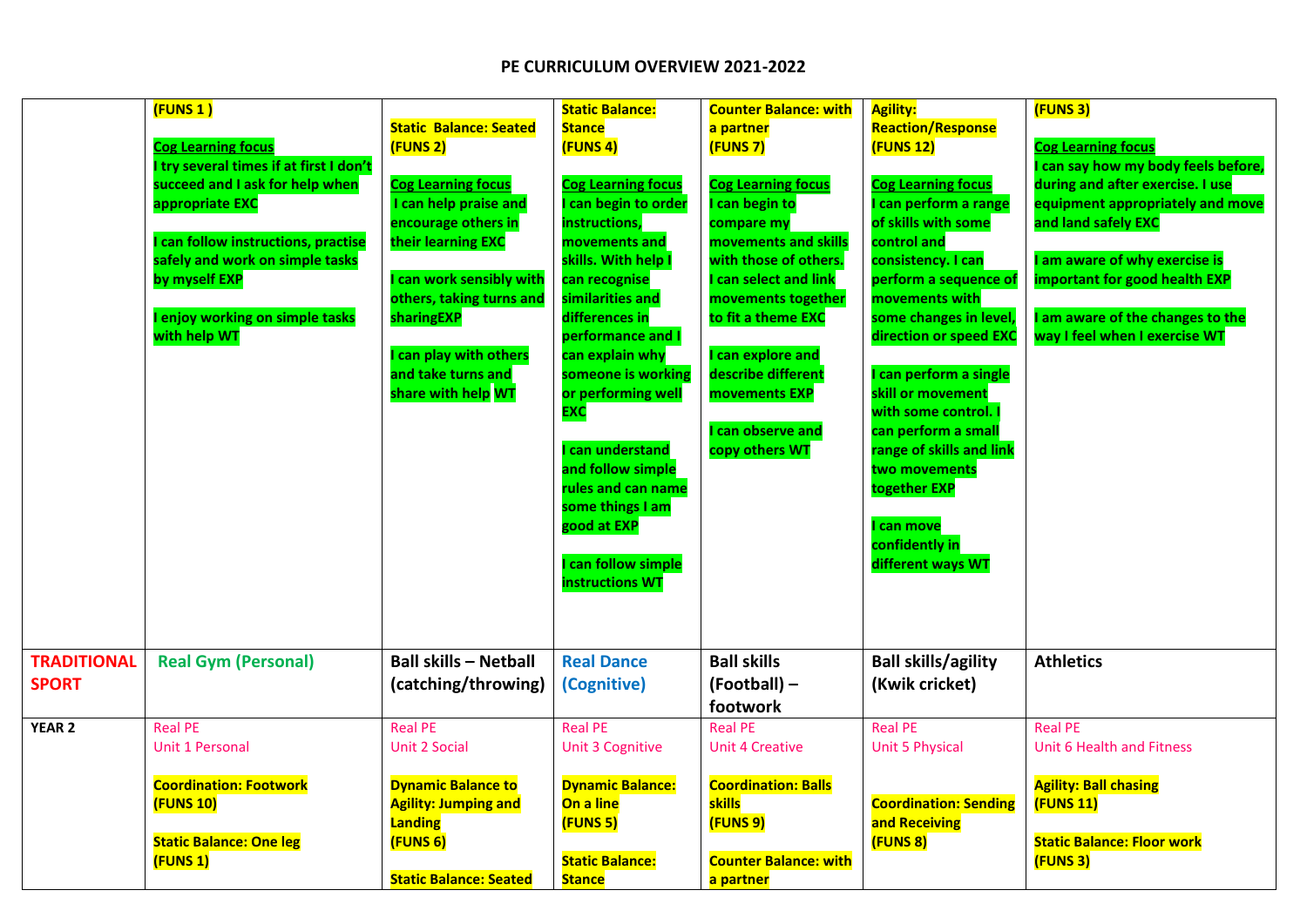# PE CURRICULUM OVERVIEW 2021-2022

| | | | | | | |
|---|---|---|---|---|---|---|
| | (FUNS 1 )<br><br>Cog Learning focus<br>I try several times if at first I don't succeed and I ask for help when appropriate EXC<br><br>I can follow instructions, practise safely and work on simple tasks by myself EXP<br><br>I enjoy working on simple tasks with help WT | Static Balance: Seated (FUNS 2)<br><br>Cog Learning focus<br>I can help praise and encourage others in their learning EXC<br><br>I can work sensibly with others, taking turns and sharingEXP<br><br>I can play with others and take turns and share with help WT | Static Balance: Stance (FUNS 4)<br><br>Cog Learning focus<br>I can begin to order instructions, movements and skills. With help I can recognise similarities and differences in performance and I can explain why someone is working or performing well EXC<br><br>I can understand and follow simple rules and can name some things I am good at EXP<br><br>I can follow simple instructions WT | Counter Balance: with a partner (FUNS 7)<br><br>Cog Learning focus<br>I can begin to compare my movements and skills with those of others. I can select and link movements together to fit a theme EXC<br><br>I can explore and describe different movements EXP<br><br>I can observe and copy others WT | Agility: Reaction/Response (FUNS 12)<br><br>Cog Learning focus<br>I can perform a range of skills with some control and consistency. I can perform a sequence of movements with some changes in level, direction or speed EXC<br><br>I can perform a single skill or movement with some control. I can perform a small range of skills and link two movements together EXP<br><br>I can move confidently in different ways WT | (FUNS 3)<br><br>Cog Learning focus<br>I can say how my body feels before, during and after exercise. I use equipment appropriately and move and land safely EXC<br><br>I am aware of why exercise is important for good health EXP<br><br>I am aware of the changes to the way I feel when I exercise WT |
| **TRADITIONAL SPORT** | **Real Gym (Personal)** | **Ball skills – Netball (catching/throwing)** | **Real Dance (Cognitive)** | **Ball skills (Football) – footwork** | **Ball skills/agility (Kwik cricket)** | **Athletics** |
| **YEAR 2** | Real PE<br>Unit 1 Personal<br><br>Coordination: Footwork (FUNS 10)<br><br>Static Balance: One leg (FUNS 1) | Real PE<br>Unit 2 Social<br><br>Dynamic Balance to Agility: Jumping and Landing (FUNS 6)<br><br>Static Balance: Seated | Real PE<br>Unit 3 Cognitive<br><br>Dynamic Balance: On a line (FUNS 5)<br><br>Static Balance: Stance | Real PE<br>Unit 4 Creative<br><br>Coordination: Balls skills (FUNS 9)<br><br>Counter Balance: with a partner | Real PE<br>Unit 5 Physical<br><br>Coordination: Sending and Receiving (FUNS 8) | Real PE<br>Unit 6 Health and Fitness<br><br>Agility: Ball chasing (FUNS 11)<br><br>Static Balance: Floor work (FUNS 3) |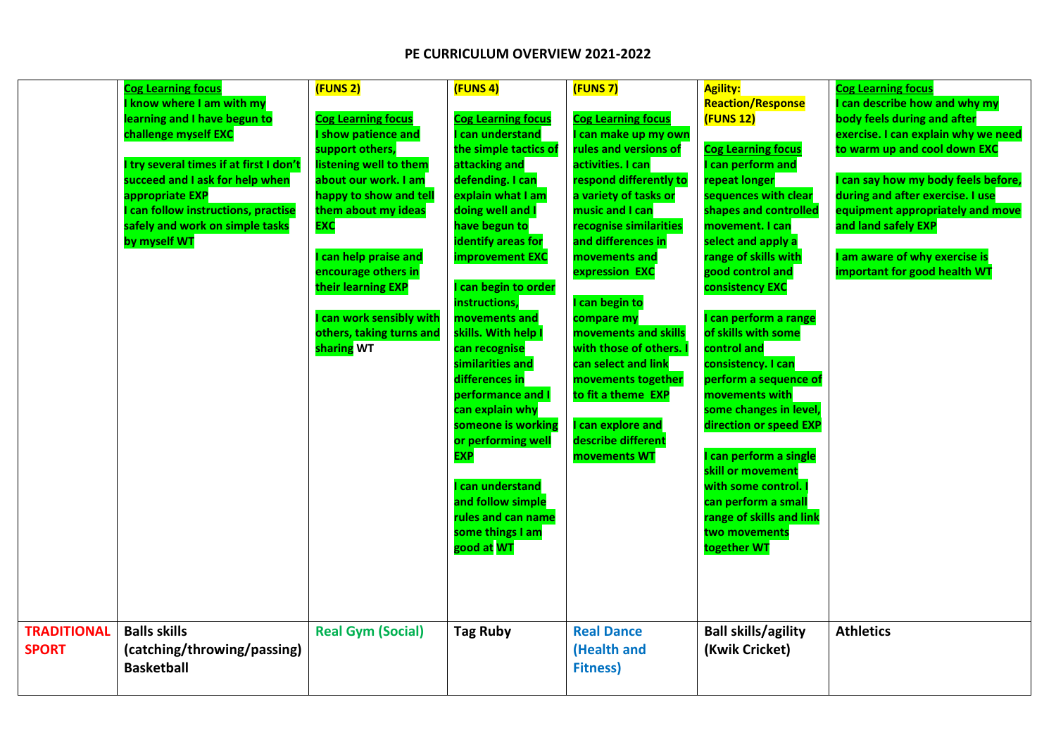# PE CURRICULUM OVERVIEW 2021-2022

| | | | | | | |
|---|---|---|---|---|---|---|
| | **Cog Learning focus** **I know where I am with my learning and I have begun to challenge myself EXC** **I try several times if at first I don't succeed and I ask for help when appropriate EXP** **I can follow instructions, practise safely and work on simple tasks by myself WT** | **(FUNS 2)** **Cog Learning focus** **I show patience and support others, listening well to them about our work. I am happy to show and tell them about my ideas EXC** **I can help praise and encourage others in their learning EXP** **I can work sensibly with others, taking turns and sharing WT** | **(FUNS 4)** **Cog Learning focus** **I can understand the simple tactics of attacking and defending. I can explain what I am doing well and I have begun to identify areas for improvement EXC** **I can begin to order instructions, movements and skills. With help I can recognise similarities and differences in performance and I can explain why someone is working or performing well EXP** **I can understand and follow simple rules and can name some things I am good at WT** | **(FUNS 7)** **Cog Learning focus** **I can make up my own rules and versions of activities. I can respond differently to a variety of tasks or music and I can recognise similarities and differences in movements and expression EXC** **I can begin to compare my movements and skills with those of others. I can select and link movements together to fit a theme EXP** **I can explore and describe different movements WT** | **Agility: Reaction/Response (FUNS 12)** **Cog Learning focus** **I can perform and repeat longer sequences with clear shapes and controlled movement. I can select and apply a range of skills with good control and consistency EXC** **I can perform a range of skills with some control and consistency. I can perform a sequence of movements with some changes in level, direction or speed EXP** **I can perform a single skill or movement with some control. I can perform a small range of skills and link two movements together WT** | **Cog Learning focus** **I can describe how and why my body feels during and after exercise. I can explain why we need to warm up and cool down EXC** **I can say how my body feels before, during and after exercise. I use equipment appropriately and move and land safely EXP** **I am aware of why exercise is important for good health WT** |
| **TRADITIONAL SPORT** | **Balls skills (catching/throwing/passing) Basketball** | **Real Gym (Social)** | **Tag Ruby** | **Real Dance (Health and Fitness)** | **Ball skills/agility (Kwik Cricket)** | **Athletics** |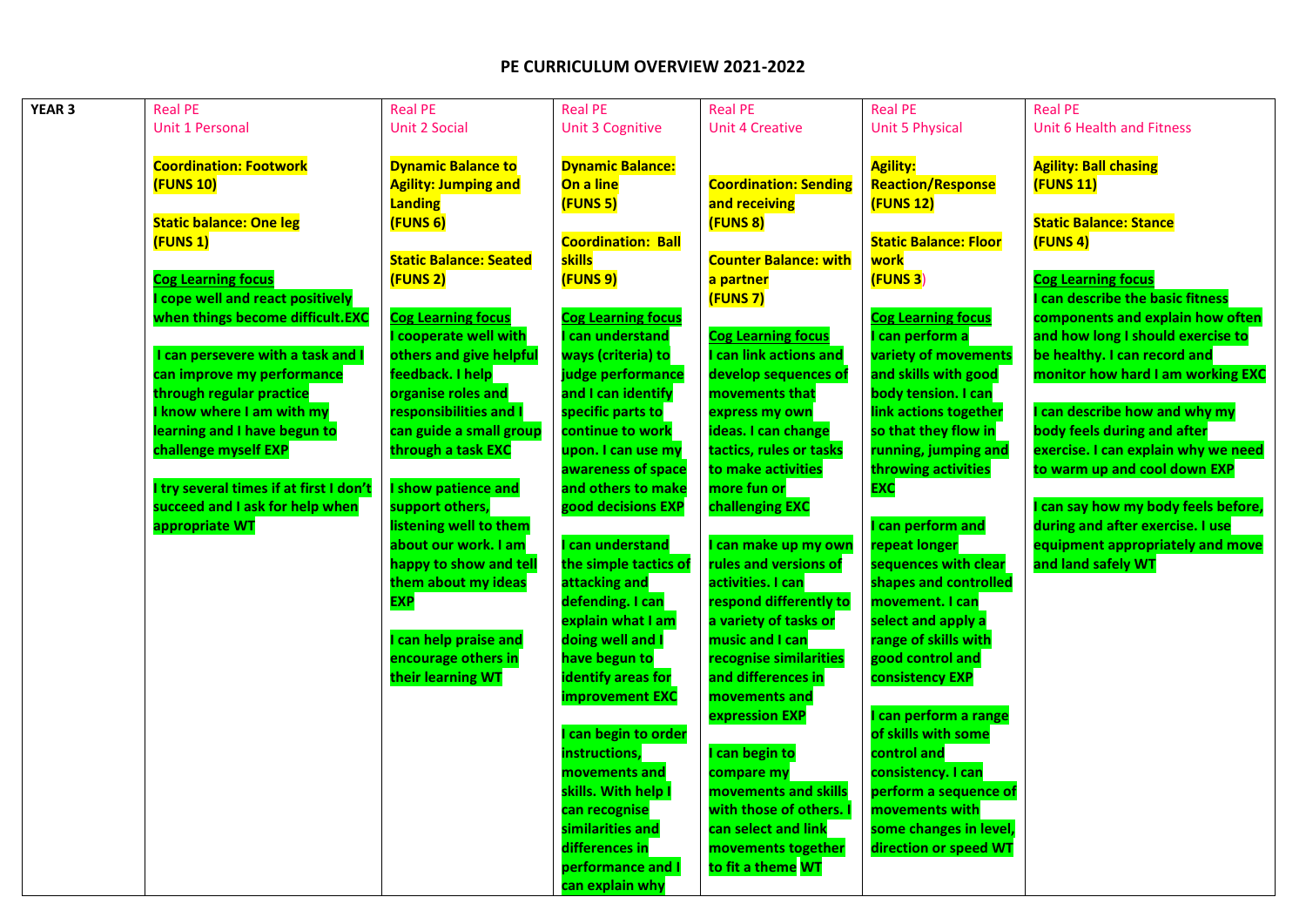## PE CURRICULUM OVERVIEW 2021-2022

| YEAR 3 | Real PE<br>Unit 1 Personal | Real PE<br>Unit 2 Social | Real PE<br>Unit 3 Cognitive | Real PE<br>Unit 4 Creative | Real PE<br>Unit 5 Physical | Real PE<br>Unit 6 Health and Fitness |
|---|---|---|---|---|---|---|
| | **Coordination: Footwork (FUNS 10)**<br><br>**Static balance: One leg (FUNS 1)**<br><br>**Cog Learning focus**<br>**I cope well and react positively when things become difficult.EXC**<br><br>**I can persevere with a task and I can improve my performance through regular practice**<br>**I know where I am with my learning and I have begun to challenge myself EXP**<br><br>**I try several times if at first I don't succeed and I ask for help when appropriate WT** | **Dynamic Balance to Agility: Jumping and Landing (FUNS 6)**<br><br>**Static Balance: Seated (FUNS 2)**<br><br>**Cog Learning focus**<br>**I cooperate well with others and give helpful feedback. I help organise roles and responsibilities and I can guide a small group through a task EXC**<br><br>**I show patience and support others, listening well to them about our work. I am happy to show and tell them about my ideas EXP**<br><br>**I can help praise and encourage others in their learning WT** | **Dynamic Balance: On a line (FUNS 5)**<br><br>**Coordination: Ball skills (FUNS 9)**<br><br>**Cog Learning focus**<br>**I can understand ways (criteria) to judge performance and I can identify specific parts to continue to work upon. I can use my awareness of space and others to make good decisions EXP**<br><br>**I can understand the simple tactics of attacking and defending. I can explain what I am doing well and I have begun to identify areas for improvement EXC**<br><br>**I can begin to order instructions, movements and skills. With help I can recognise similarities and differences in performance and I can explain why** | **Coordination: Sending and receiving (FUNS 8)**<br><br>**Counter Balance: with a partner (FUNS 7)**<br><br>**Cog Learning focus**<br>**I can link actions and develop sequences of movements that express my own ideas. I can change tactics, rules or tasks to make activities more fun or challenging EXC**<br><br>**I can make up my own rules and versions of activities. I can respond differently to a variety of tasks or music and I can recognise similarities and differences in movements and expression EXP**<br><br>**I can begin to compare my movements and skills with those of others. I can select and link movements together to fit a theme WT** | **Agility: Reaction/Response (FUNS 12)**<br><br>**Static Balance: Floor work (FUNS 3)**<br><br>**Cog Learning focus**<br>**I can perform a variety of movements and skills with good body tension. I can link actions together so that they flow in running, jumping and throwing activities EXC**<br><br>**I can perform and repeat longer sequences with clear shapes and controlled movement. I can select and apply a range of skills with good control and consistency EXP**<br><br>**I can perform a range of skills with some control and consistency. I can perform a sequence of movements with some changes in level, direction or speed WT** | **Agility: Ball chasing (FUNS 11)**<br><br>**Static Balance: Stance (FUNS 4)**<br><br>**Cog Learning focus**<br>**I can describe the basic fitness components and explain how often and how long I should exercise to be healthy. I can record and monitor how hard I am working EXC**<br><br>**I can describe how and why my body feels during and after exercise. I can explain why we need to warm up and cool down EXP**<br><br>**I can say how my body feels before, during and after exercise. I use equipment appropriately and move and land safely WT** |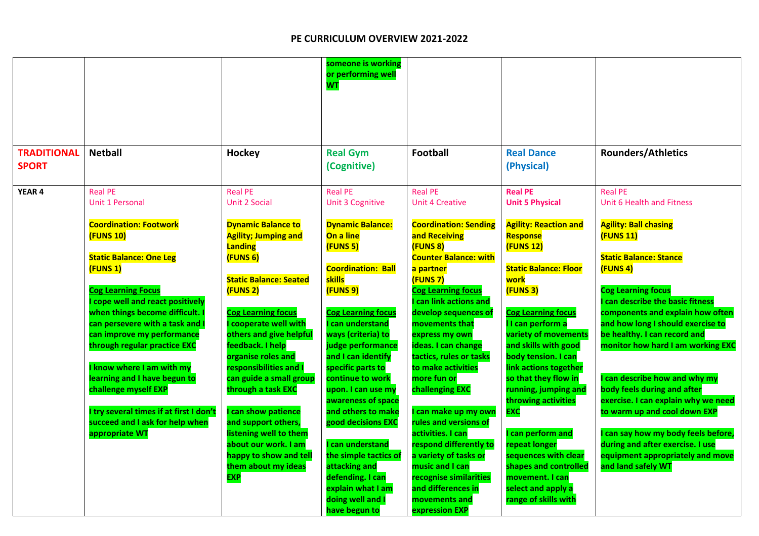# PE CURRICULUM OVERVIEW 2021-2022

| | | | | | | |
|---|---|---|---|---|---|---|
| | | | someone is working or performing well WT | | | |
| **TRADITIONAL SPORT** | **Netball** | **Hockey** | **Real Gym (Cognitive)** | **Football** | **Real Dance (Physical)** | **Rounders/Athletics** |
| **YEAR 4** | Real PE<br>Unit 1 Personal<br><br>**Coordination: Footwork (FUNS 10)**<br><br>**Static Balance: One Leg (FUNS 1)**<br><br>**Cog Learning Focus**<br>**I cope well and react positively when things become difficult. I can persevere with a task and I can improve my performance through regular practice EXC**<br><br>**I know where I am with my learning and I have begun to challenge myself EXP**<br><br>**I try several times if at first I don't succeed and I ask for help when appropriate WT** | Real PE<br>Unit 2 Social<br><br>**Dynamic Balance to Agility; Jumping and Landing (FUNS 6)**<br><br>**Static Balance: Seated (FUNS 2)**<br><br>**Cog Learning focus**<br>**I cooperate well with others and give helpful feedback. I help organise roles and responsibilities and I can guide a small group through a task EXC**<br><br>**I can show patience and support others, listening well to them about our work. I am happy to show and tell them about my ideas EXP** | Real PE<br>Unit 3 Cognitive<br><br>**Dynamic Balance: On a line (FUNS 5)**<br><br>**Coordination: Ball skills (FUNS 9)**<br><br>**Cog Learning focus**<br>**I can understand ways (criteria) to judge performance and I can identify specific parts to continue to work upon. I can use my awareness of space and others to make good decisions EXC**<br><br>**I can understand the simple tactics of attacking and defending. I can explain what I am doing well and I have begun to** | Real PE<br>Unit 4 Creative<br><br>**Coordination: Sending and Receiving (FUNS 8)**<br>**Counter Balance: with a partner (FUNS 7)**<br>**Cog Learning focus**<br>**I can link actions and develop sequences of movements that express my own ideas. I can change tactics, rules or tasks to make activities more fun or challenging EXC**<br><br>**I can make up my own rules and versions of activities. I can respond differently to a variety of tasks or music and I can recognise similarities and differences in movements and expression EXP** | **Real PE**<br>**Unit 5 Physical**<br><br>**Agility: Reaction and Response (FUNS 12)**<br><br>**Static Balance: Floor work (FUNS 3)**<br><br>**Cog Learning focus**<br>**I I can perform a variety of movements and skills with good body tension. I can link actions together so that they flow in running, jumping and throwing activities EXC**<br><br>**I can perform and repeat longer sequences with clear shapes and controlled movement. I can select and apply a range of skills with** | Real PE<br>Unit 6 Health and Fitness<br><br>**Agility: Ball chasing (FUNS 11)**<br><br>**Static Balance: Stance (FUNS 4)**<br><br>**Cog Learning focus**<br>**I can describe the basic fitness components and explain how often and how long I should exercise to be healthy. I can record and monitor how hard I am working EXC**<br><br>**I can describe how and why my body feels during and after exercise. I can explain why we need to warm up and cool down EXP**<br><br>**I can say how my body feels before, during and after exercise. I use equipment appropriately and move and land safely WT** |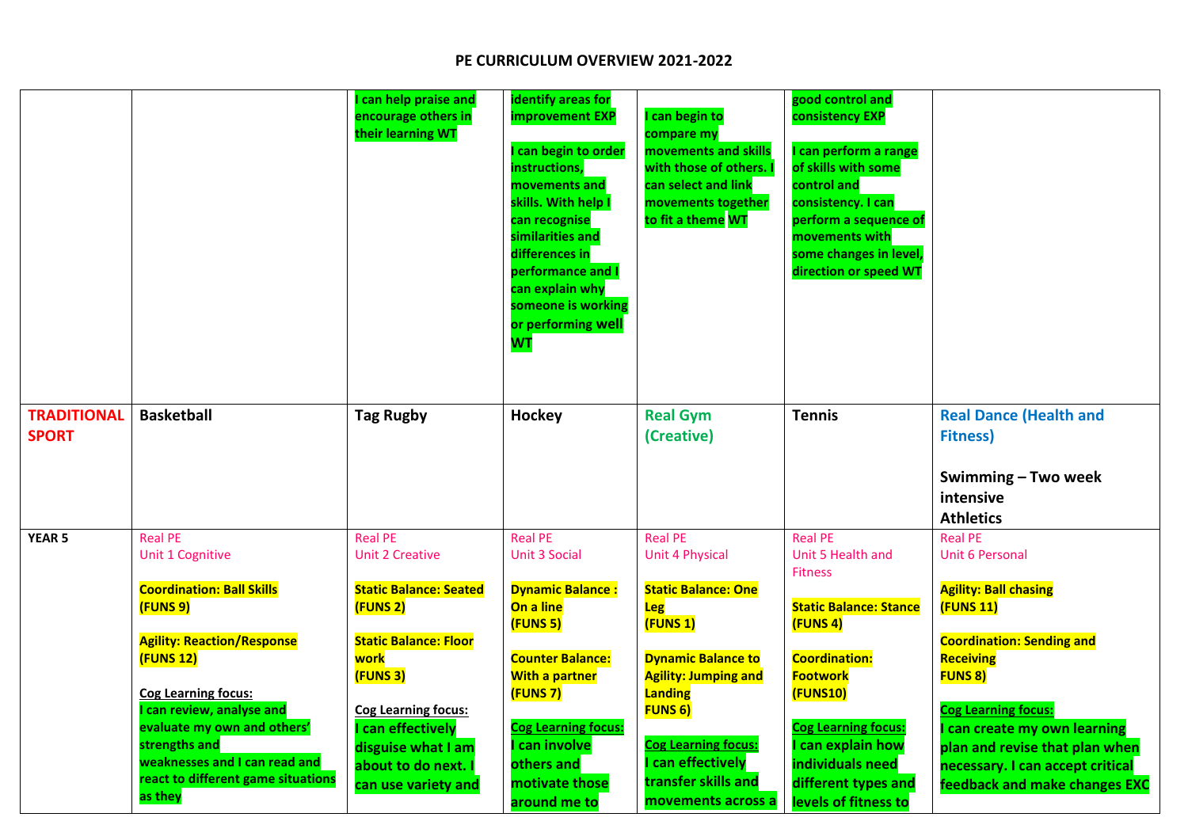# PE CURRICULUM OVERVIEW 2021-2022

| | | | | | | |
|---|---|---|---|---|---|---|
| | | I can help praise and encourage others in their learning WT | identify areas for improvement EXP<br><br>I can begin to order instructions, movements and skills. With help I can recognise similarities and differences in performance and I can explain why someone is working or performing well WT | I can begin to compare my movements and skills with those of others. I can select and link movements together to fit a theme WT | good control and consistency EXP<br><br>I can perform a range of skills with some control and consistency. I can perform a sequence of movements with some changes in level, direction or speed WT | |
| **TRADITIONAL SPORT** | **Basketball** | **Tag Rugby** | **Hockey** | **Real Gym (Creative)** | **Tennis** | **Real Dance (Health and Fitness)**<br><br>**Swimming – Two week intensive**<br>**Athletics** |
| **YEAR 5** | Real PE<br>Unit 1 Cognitive<br><br>**Coordination: Ball Skills (FUNS 9)**<br><br>**Agility: Reaction/Response (FUNS 12)**<br><br>**Cog Learning focus:**<br>**I can review, analyse and evaluate my own and others' strengths and weaknesses and I can read and react to different game situations as they** | Real PE<br>Unit 2 Creative<br><br>**Static Balance: Seated (FUNS 2)**<br><br>**Static Balance: Floor work (FUNS 3)**<br><br>**Cog Learning focus:**<br>**I can effectively disguise what I am about to do next. I can use variety and** | Real PE<br>Unit 3 Social<br><br>**Dynamic Balance : On a line (FUNS 5)**<br><br>**Counter Balance: With a partner (FUNS 7)**<br><br>**Cog Learning focus:**<br>**I can involve others and motivate those around me to** | Real PE<br>Unit 4 Physical<br><br>**Static Balance: One Leg (FUNS 1)**<br><br>**Dynamic Balance to Agility: Jumping and Landing FUNS 6)**<br><br>**Cog Learning focus:**<br>**I can effectively transfer skills and movements across a** | Real PE<br>Unit 5 Health and Fitness<br><br>**Static Balance: Stance (FUNS 4)**<br><br>**Coordination: Footwork (FUNS10)**<br><br>**Cog Learning focus:**<br>**I can explain how individuals need different types and levels of fitness to** | Real PE<br>Unit 6 Personal<br><br>**Agility: Ball chasing (FUNS 11)**<br><br>**Coordination: Sending and Receiving FUNS 8)**<br><br>**Cog Learning focus:**<br>**I can create my own learning plan and revise that plan when necessary. I can accept critical feedback and make changes EXC** |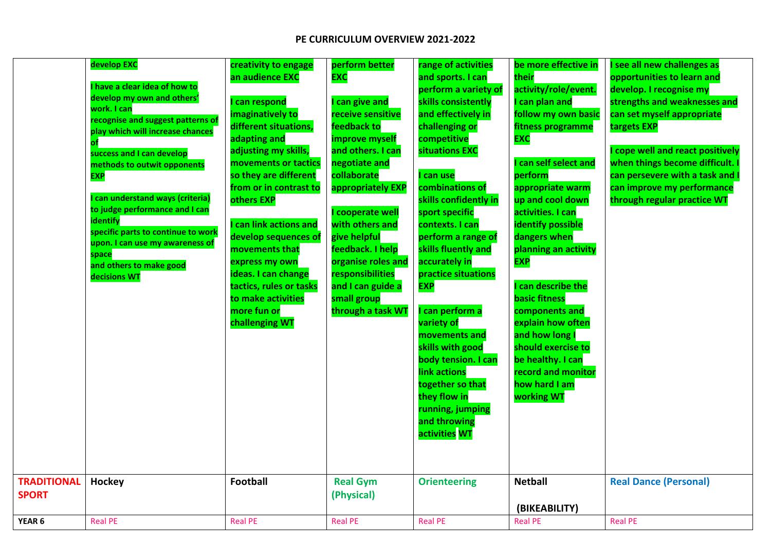## PE CURRICULUM OVERVIEW 2021-2022

| | | | | | | |
|---|---|---|---|---|---|---|
| | develop EXC<br><br>I have a clear idea of how to develop my own and others' work. I can recognise and suggest patterns of play which will increase chances of success and I can develop methods to outwit opponents EXP<br><br>I can understand ways (criteria) to judge performance and I can identify specific parts to continue to work upon. I can use my awareness of space and others to make good decisions WT | creativity to engage an audience EXC<br><br>I can respond imaginatively to different situations, adapting and adjusting my skills, movements or tactics so they are different from or in contrast to others EXP<br><br>I can link actions and develop sequences of movements that express my own ideas. I can change tactics, rules or tasks to make activities more fun or challenging WT | perform better EXC<br><br>I can give and receive sensitive feedback to improve myself and others. I can negotiate and collaborate appropriately EXP<br><br>I cooperate well with others and give helpful feedback. I help organise roles and responsibilities and I can guide a small group through a task WT | range of activities and sports. I can perform a variety of skills consistently and effectively in challenging or competitive situations EXC<br><br>I can use combinations of skills confidently in sport specific contexts. I can perform a range of skills fluently and accurately in practice situations EXP<br><br>I can perform a variety of movements and skills with good body tension. I can link actions together so that they flow in running, jumping and throwing activities WT | be more effective in their activity/role/event. I can plan and follow my own basic fitness programme EXC<br><br>I can self select and perform appropriate warm up and cool down activities. I can identify possible dangers when planning an activity EXP<br><br>I can describe the basic fitness components and explain how often and how long I should exercise to be healthy. I can record and monitor how hard I am working WT | I see all new challenges as opportunities to learn and develop. I recognise my strengths and weaknesses and can set myself appropriate targets EXP<br><br>I cope well and react positively when things become difficult. I can persevere with a task and I can improve my performance through regular practice WT |
| **TRADITIONAL SPORT** | **Hockey** | **Football** | **Real Gym (Physical)** | **Orienteering** | **Netball**<br><br>**(BIKEABILITY)** | **Real Dance (Personal)** |
| **YEAR 6** | Real PE | Real PE | Real PE | Real PE | Real PE | Real PE |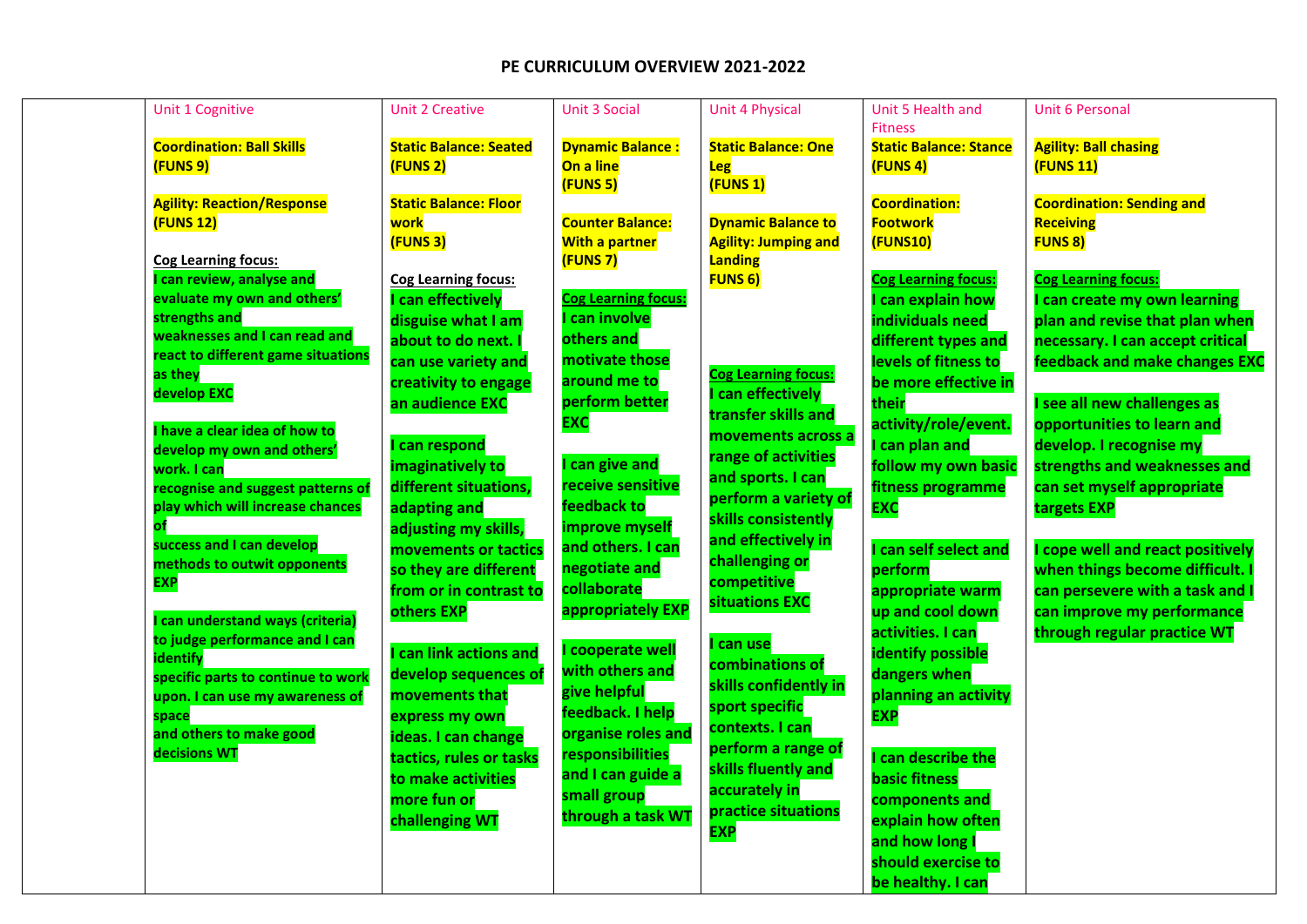# PE CURRICULUM OVERVIEW 2021-2022

| | Unit 1 Cognitive | Unit 2 Creative | Unit 3 Social | Unit 4 Physical | Unit 5 Health and Fitness | Unit 6 Personal |
|---|---|---|---|---|---|---|
| | **Coordination: Ball Skills (FUNS 9)**<br><br>**Agility: Reaction/Response (FUNS 12)**<br><br>**Cog Learning focus:**<br>**I can review, analyse and evaluate my own and others' strengths and weaknesses and I can read and react to different game situations as they develop EXC**<br><br>**I have a clear idea of how to develop my own and others' work. I can recognise and suggest patterns of play which will increase chances of success and I can develop methods to outwit opponents EXP**<br><br>**I can understand ways (criteria) to judge performance and I can identify specific parts to continue to work upon. I can use my awareness of space and others to make good decisions WT** | **Static Balance: Seated (FUNS 2)**<br><br>**Static Balance: Floor work (FUNS 3)**<br><br>**Cog Learning focus:**<br>**I can effectively disguise what I am about to do next. I can use variety and creativity to engage an audience EXC**<br><br>**I can respond imaginatively to different situations, adapting and adjusting my skills, movements or tactics so they are different from or in contrast to others EXP**<br><br>**I can link actions and develop sequences of movements that express my own ideas. I can change tactics, rules or tasks to make activities more fun or challenging WT** | **Dynamic Balance : On a line (FUNS 5)**<br><br>**Counter Balance: With a partner (FUNS 7)**<br><br>**Cog Learning focus:**<br>**I can involve others and motivate those around me to perform better EXC**<br><br>**I can give and receive sensitive feedback to improve myself and others. I can negotiate and collaborate appropriately EXP**<br><br>**I cooperate well with others and give helpful feedback. I help organise roles and responsibilities and I can guide a small group through a task WT** | **Static Balance: One Leg (FUNS 1)**<br><br>**Dynamic Balance to Agility: Jumping and Landing FUNS 6)**<br><br>**Cog Learning focus:**<br>**I can effectively transfer skills and movements across a range of activities and sports. I can perform a variety of skills consistently and effectively in challenging or competitive situations EXC**<br><br>**I can use combinations of skills confidently in sport specific contexts. I can perform a range of skills fluently and accurately in practice situations EXP** | **Static Balance: Stance (FUNS 4)**<br><br>**Coordination: Footwork (FUNS10)**<br><br>**Cog Learning focus:**<br>**I can explain how individuals need different types and levels of fitness to be more effective in their activity/role/event. I can plan and follow my own basic fitness programme EXC**<br><br>**I can self select and perform appropriate warm up and cool down activities. I can identify possible dangers when planning an activity EXP**<br><br>**I can describe the basic fitness components and explain how often and how long I should exercise to be healthy. I can** | **Agility: Ball chasing (FUNS 11)**<br><br>**Coordination: Sending and Receiving FUNS 8)**<br><br>**Cog Learning focus:**<br>**I can create my own learning plan and revise that plan when necessary. I can accept critical feedback and make changes EXC**<br><br>**I see all new challenges as opportunities to learn and develop. I recognise my strengths and weaknesses and can set myself appropriate targets EXP**<br><br>**I cope well and react positively when things become difficult. I can persevere with a task and I can improve my performance through regular practice WT** |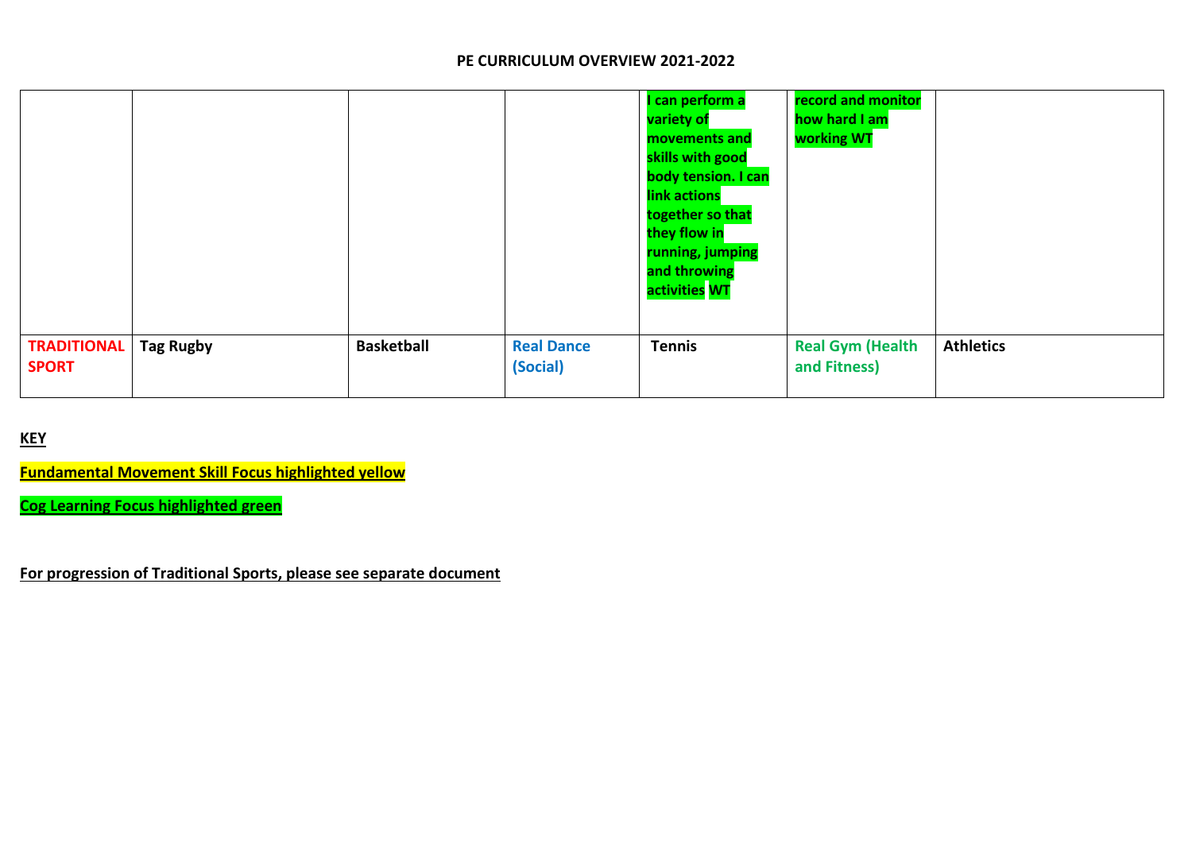## PE CURRICULUM OVERVIEW 2021-2022

| | | | | | | |
|---|---|---|---|---|---|---|
| | | | | I can perform a variety of movements and skills with good body tension. I can link actions together so that they flow in running, jumping and throwing activities WT | record and monitor how hard I am working WT | |
| **TRADITIONAL SPORT** | **Tag Rugby** | **Basketball** | **Real Dance (Social)** | **Tennis** | **Real Gym (Health and Fitness)** | **Athletics** |

**KEY**

**Fundamental Movement Skill Focus highlighted yellow**

**Cog Learning Focus highlighted green**

**For progression of Traditional Sports, please see separate document**